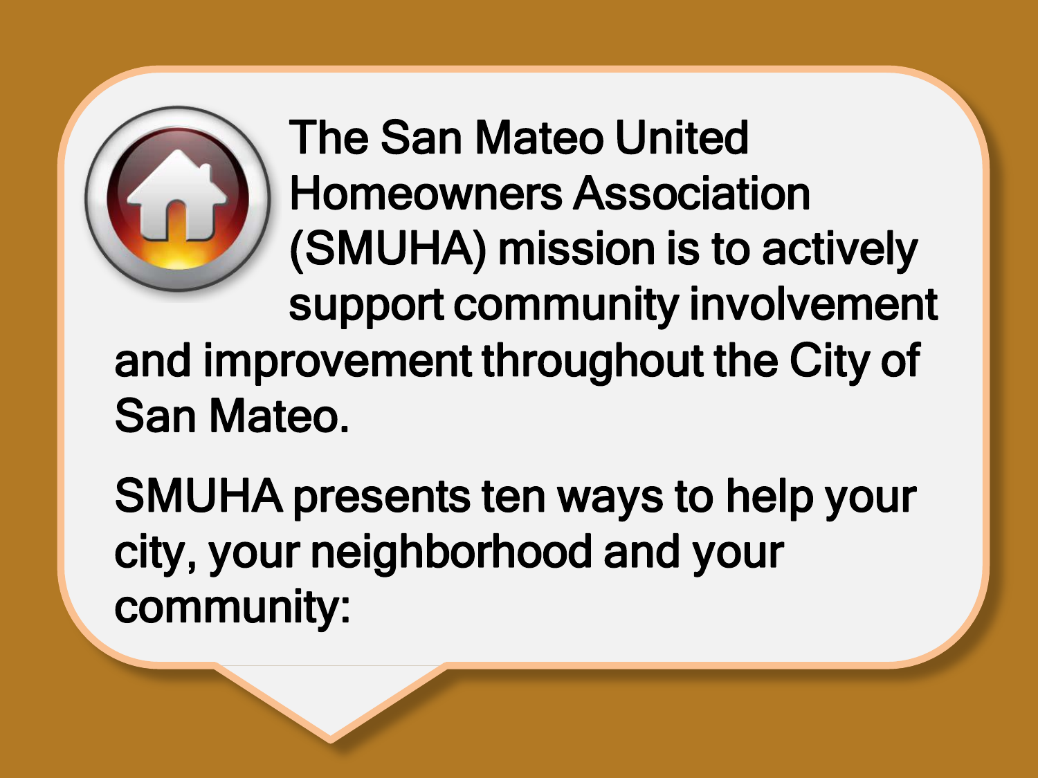The San Mateo United Homeowners Association (SMUHA) mission is to actively support community involvement and improvement throughout the City of San Mateo.

SMUHA presents ten ways to help your city, your neighborhood and your community: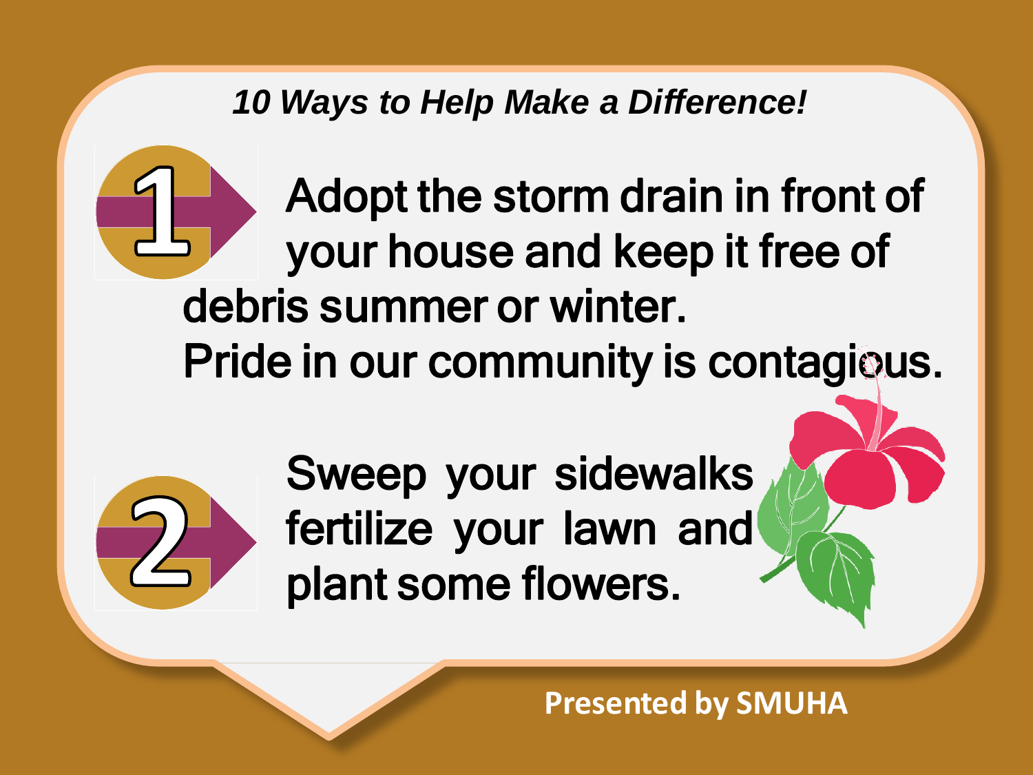*10 Ways to Help Make a Difference!*

1. Adopt the storm drain in front of your house and keep it free of debris summer or winter. Pride in our community is contagious.

2. Sweep your sidewalks fertilize your lawn and plant some flowers.

**Presented by SMUHA**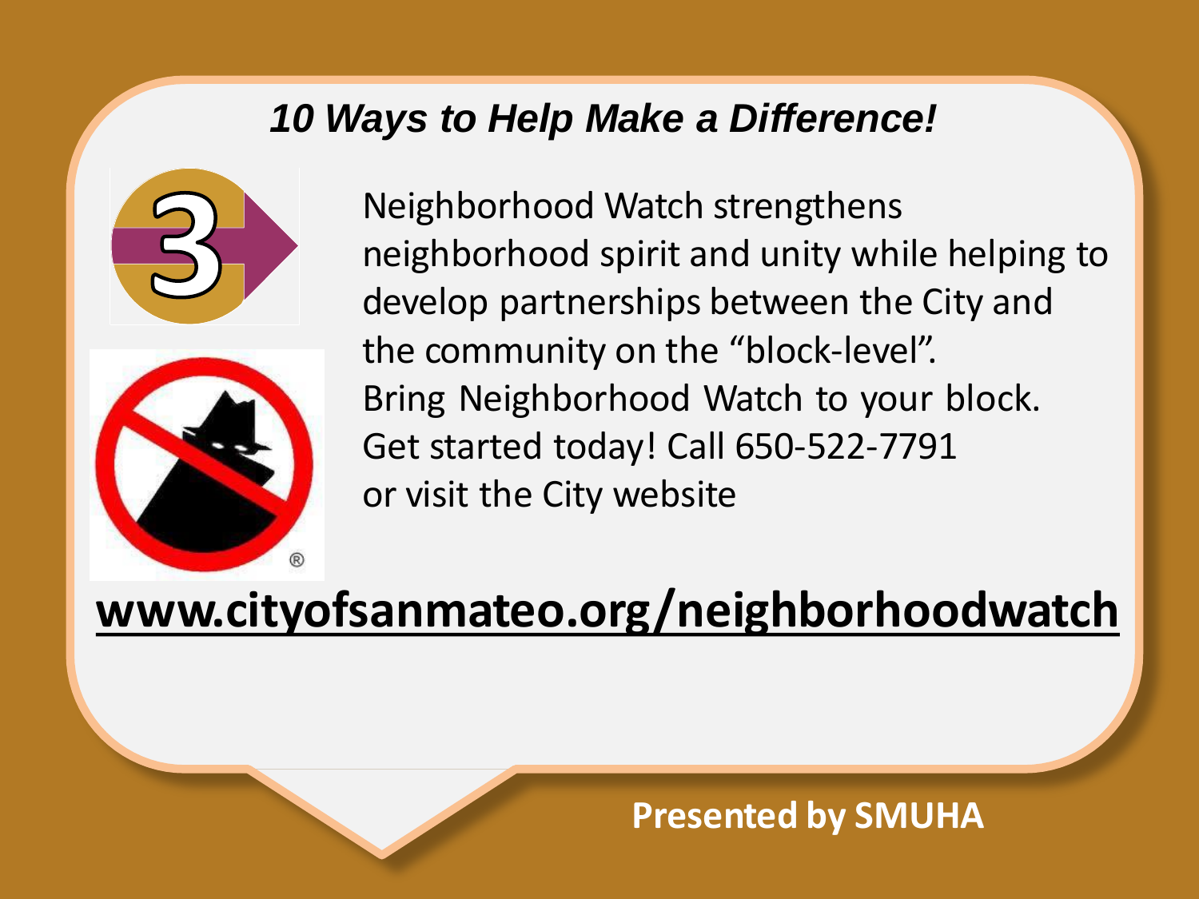## *10 Ways to Help Make a Difference!*

3

Neighborhood Watch strengthens neighborhood spirit and unity while helping to develop partnerships between the City and the community on the "block-level".
Bring Neighborhood Watch to your block.
Get started today! Call 650-522-7791
or visit the City website

**www.cityofsanmateo.org/neighborhoodwatch**

**Presented by SMUHA**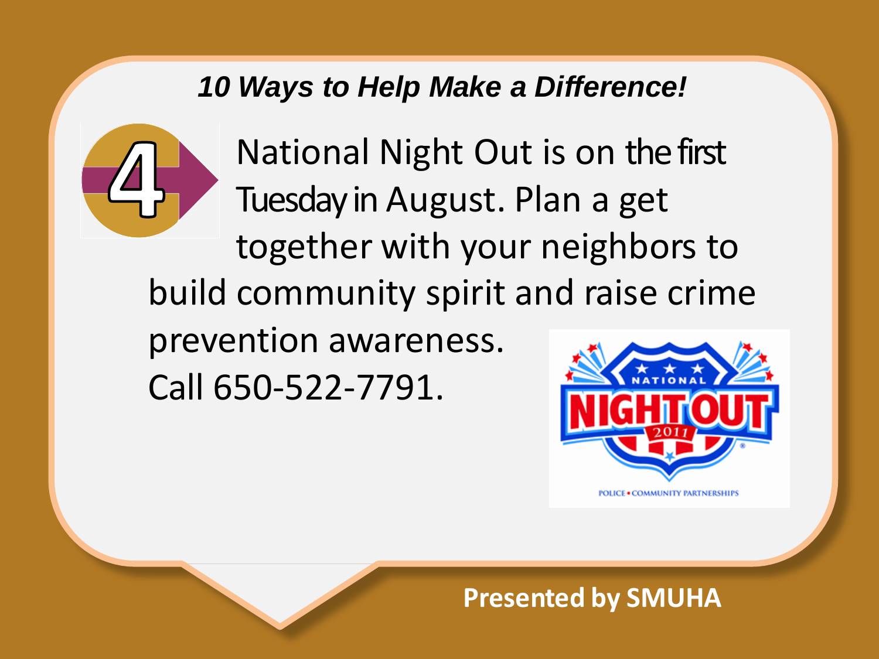***10 Ways to Help Make a Difference!***

4

National Night Out is on the first Tuesday in August. Plan a get together with your neighbors to build community spirit and raise crime prevention awareness.
Call 650-522-7791.

**Presented by SMUHA**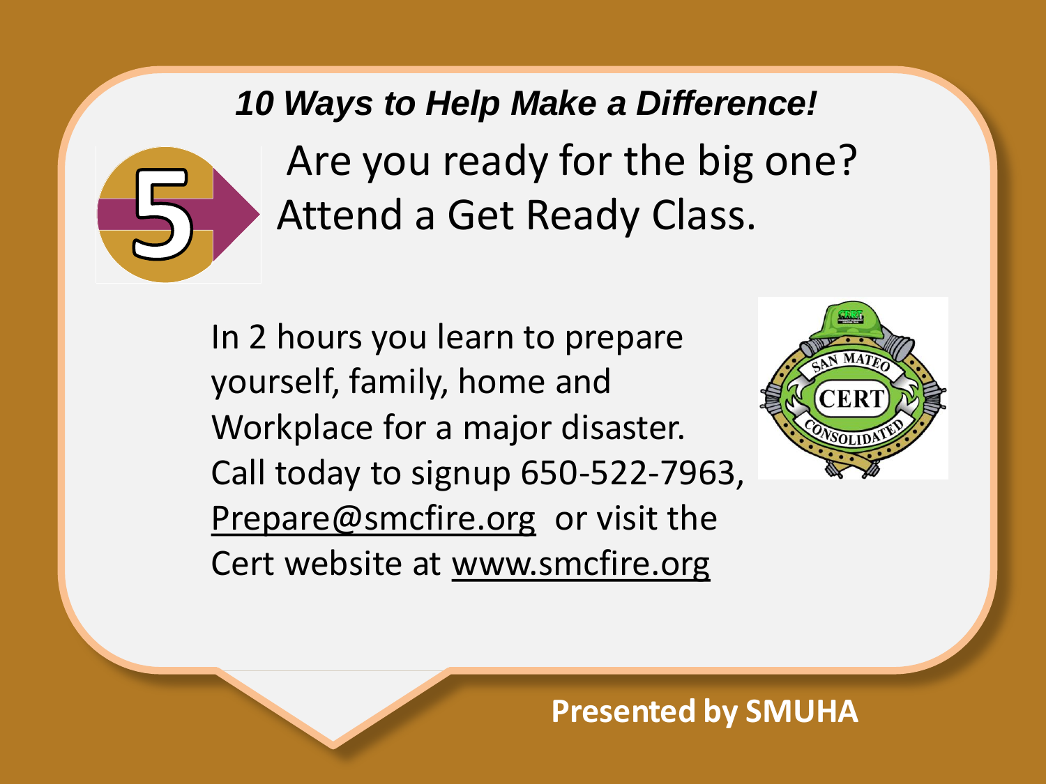***10 Ways to Help Make a Difference!***

5

Are you ready for the big one?
Attend a Get Ready Class.

In 2 hours you learn to prepare yourself, family, home and Workplace for a major disaster. Call today to signup 650-522-7963, Prepare@smcfire.org or visit the Cert website at www.smcfire.org

**Presented by SMUHA**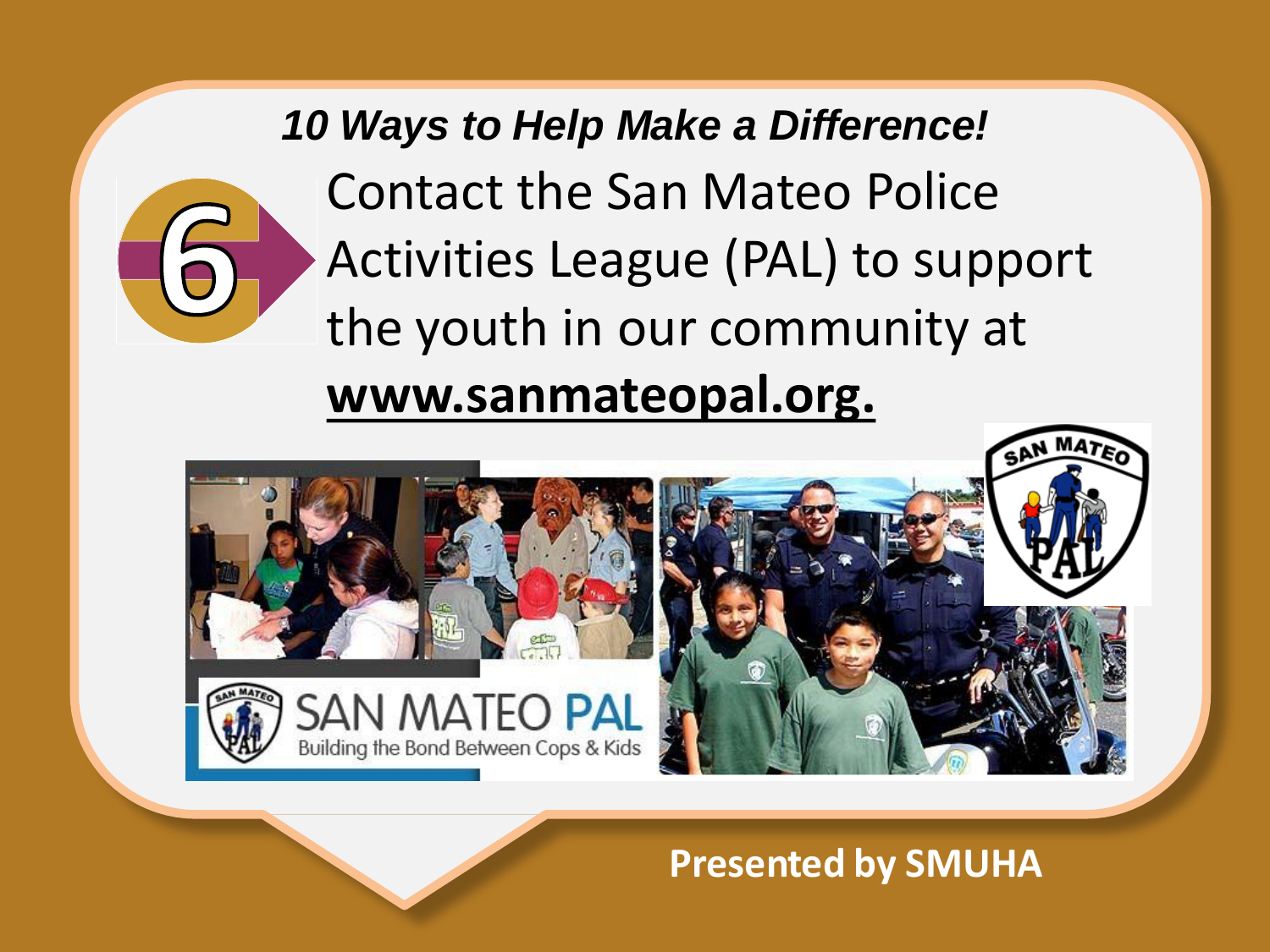***10 Ways to Help Make a Difference!***

6

Contact the San Mateo Police Activities League (PAL) to support the youth in our community at **www.sanmateopal.org.**

**Presented by SMUHA**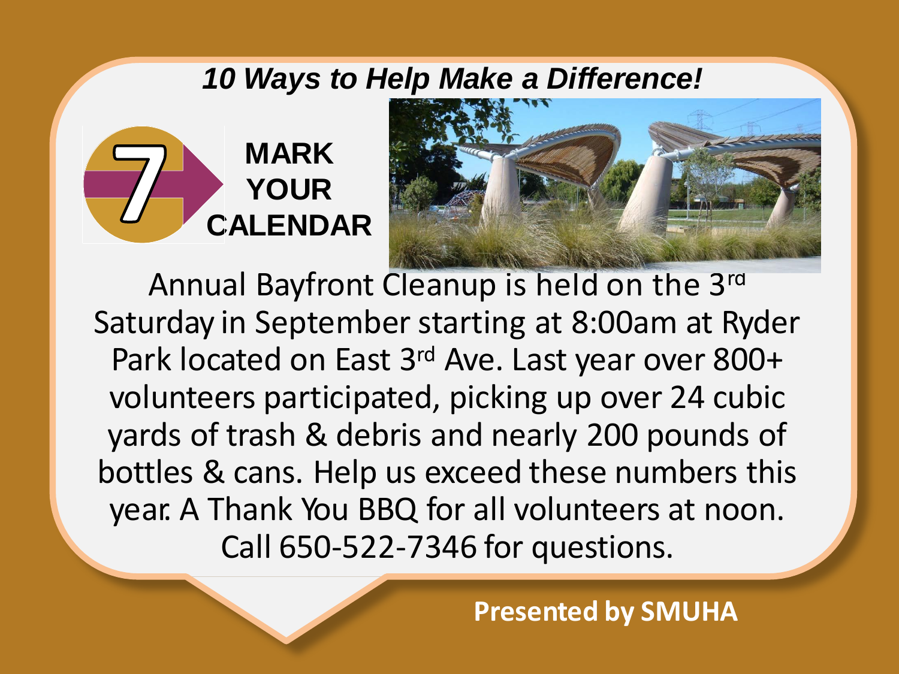***10 Ways to Help Make a Difference!***

## 7 MARK YOUR CALENDAR

Annual Bayfront Cleanup is held on the 3rd Saturday in September starting at 8:00am at Ryder Park located on East 3rd Ave. Last year over 800+ volunteers participated, picking up over 24 cubic yards of trash & debris and nearly 200 pounds of bottles & cans. Help us exceed these numbers this year. A Thank You BBQ for all volunteers at noon. Call 650-522-7346 for questions.

**Presented by SMUHA**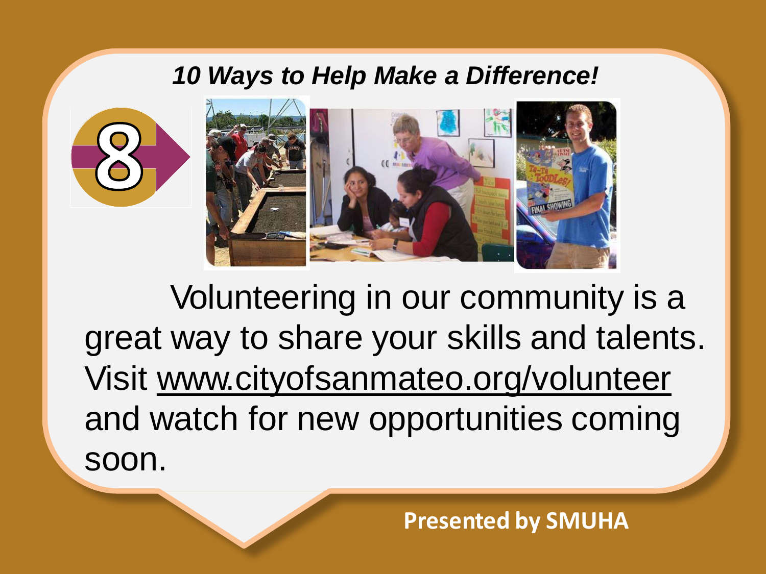***10 Ways to Help Make a Difference!***

8

Volunteering in our community is a great way to share your skills and talents. Visit www.cityofsanmateo.org/volunteer and watch for new opportunities coming soon.

**Presented by SMUHA**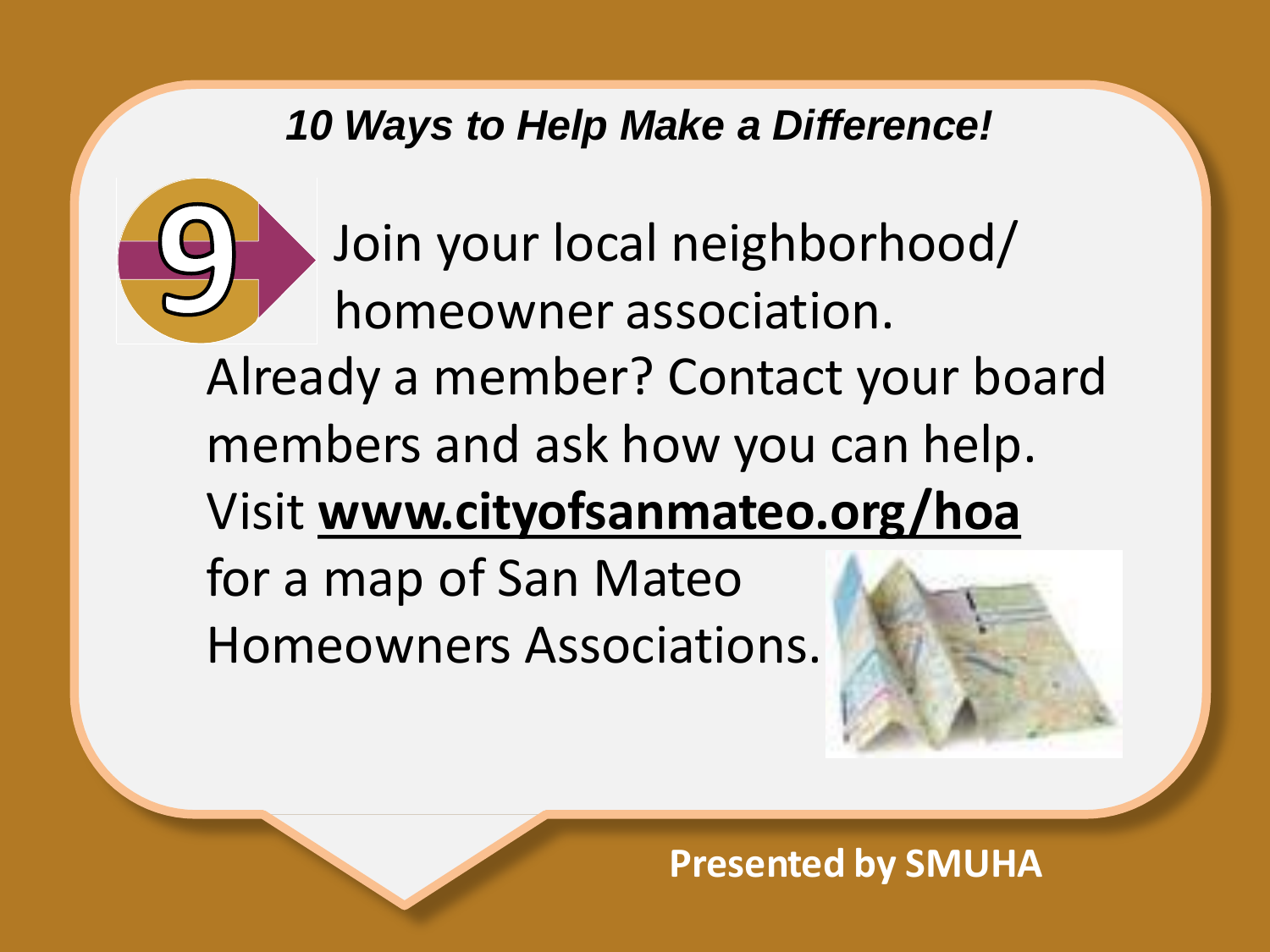***10 Ways to Help Make a Difference!***

**9** Join your local neighborhood/ homeowner association.

Already a member? Contact your board members and ask how you can help.

Visit **www.cityofsanmateo.org/hoa** for a map of San Mateo Homeowners Associations.

**Presented by SMUHA**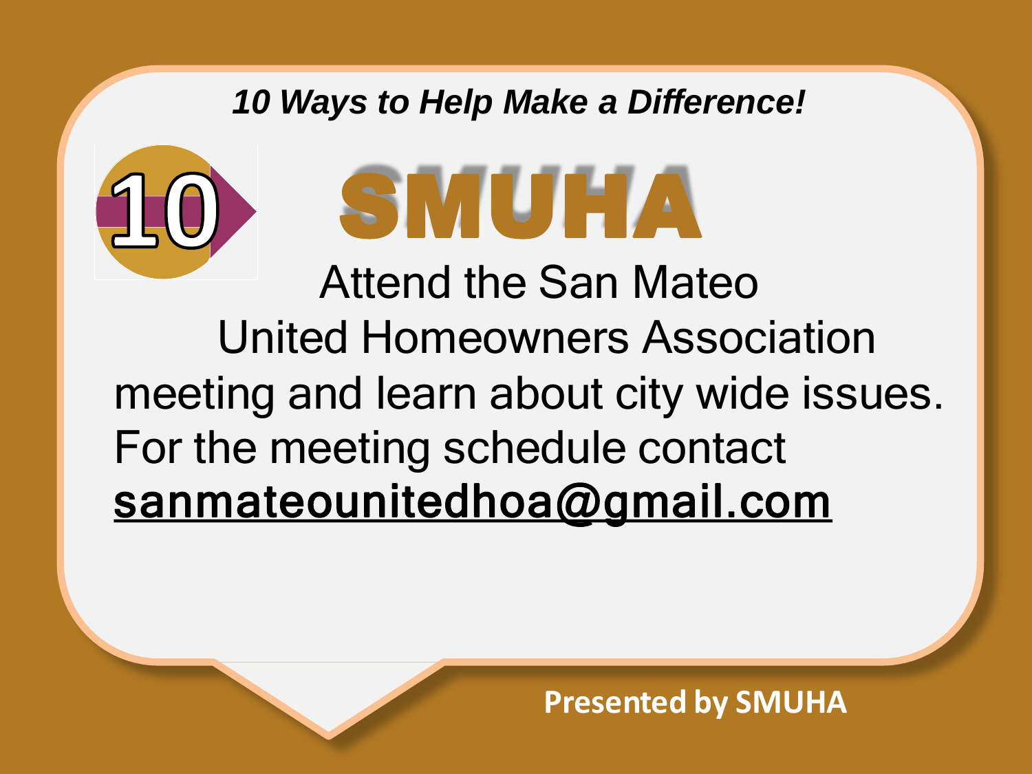*10 Ways to Help Make a Difference!*

10

# SMUHA

Attend the San Mateo United Homeowners Association meeting and learn about city wide issues. For the meeting schedule contact **sanmateounitedhoa@gmail.com**

**Presented by SMUHA**